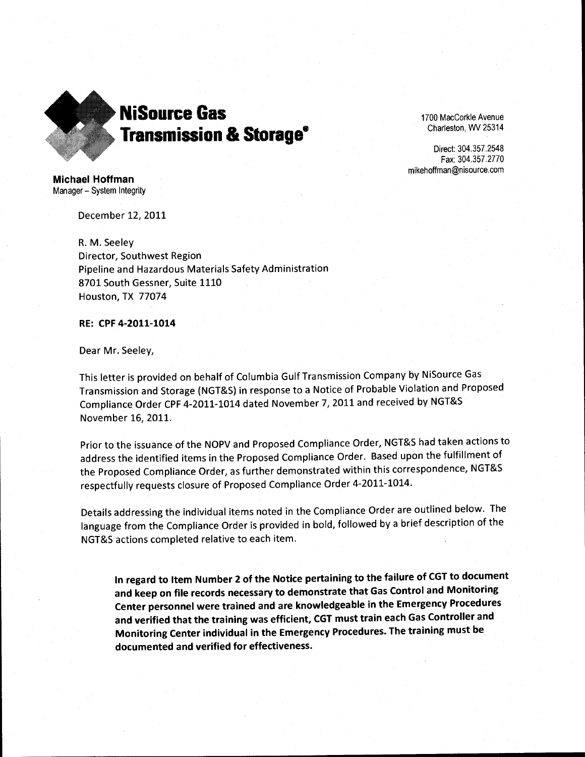# NiSource Gas Transmission & Storage®

1700 MacCorkle Avenue
Charleston, WV 25314

Direct: 304.357.2548
Fax: 304.357.2770
mikehoffman@nisource.com

**Michael Hoffman**
Manager – System Integrity

December 12, 2011

R. M. Seeley
Director, Southwest Region
Pipeline and Hazardous Materials Safety Administration
8701 South Gessner, Suite 1110
Houston, TX 77074

**RE: CPF 4-2011-1014**

Dear Mr. Seeley,

This letter is provided on behalf of Columbia Gulf Transmission Company by NiSource Gas Transmission and Storage (NGT&S) in response to a Notice of Probable Violation and Proposed Compliance Order CPF 4-2011-1014 dated November 7, 2011 and received by NGT&S November 16, 2011.

Prior to the issuance of the NOPV and Proposed Compliance Order, NGT&S had taken actions to address the identified items in the Proposed Compliance Order. Based upon the fulfillment of the Proposed Compliance Order, as further demonstrated within this correspondence, NGT&S respectfully requests closure of Proposed Compliance Order 4-2011-1014.

Details addressing the individual items noted in the Compliance Order are outlined below. The language from the Compliance Order is provided in bold, followed by a brief description of the NGT&S actions completed relative to each item.

> **In regard to Item Number 2 of the Notice pertaining to the failure of CGT to document and keep on file records necessary to demonstrate that Gas Control and Monitoring Center personnel were trained and are knowledgeable in the Emergency Procedures and verified that the training was efficient, CGT must train each Gas Controller and Monitoring Center individual in the Emergency Procedures. The training must be documented and verified for effectiveness.**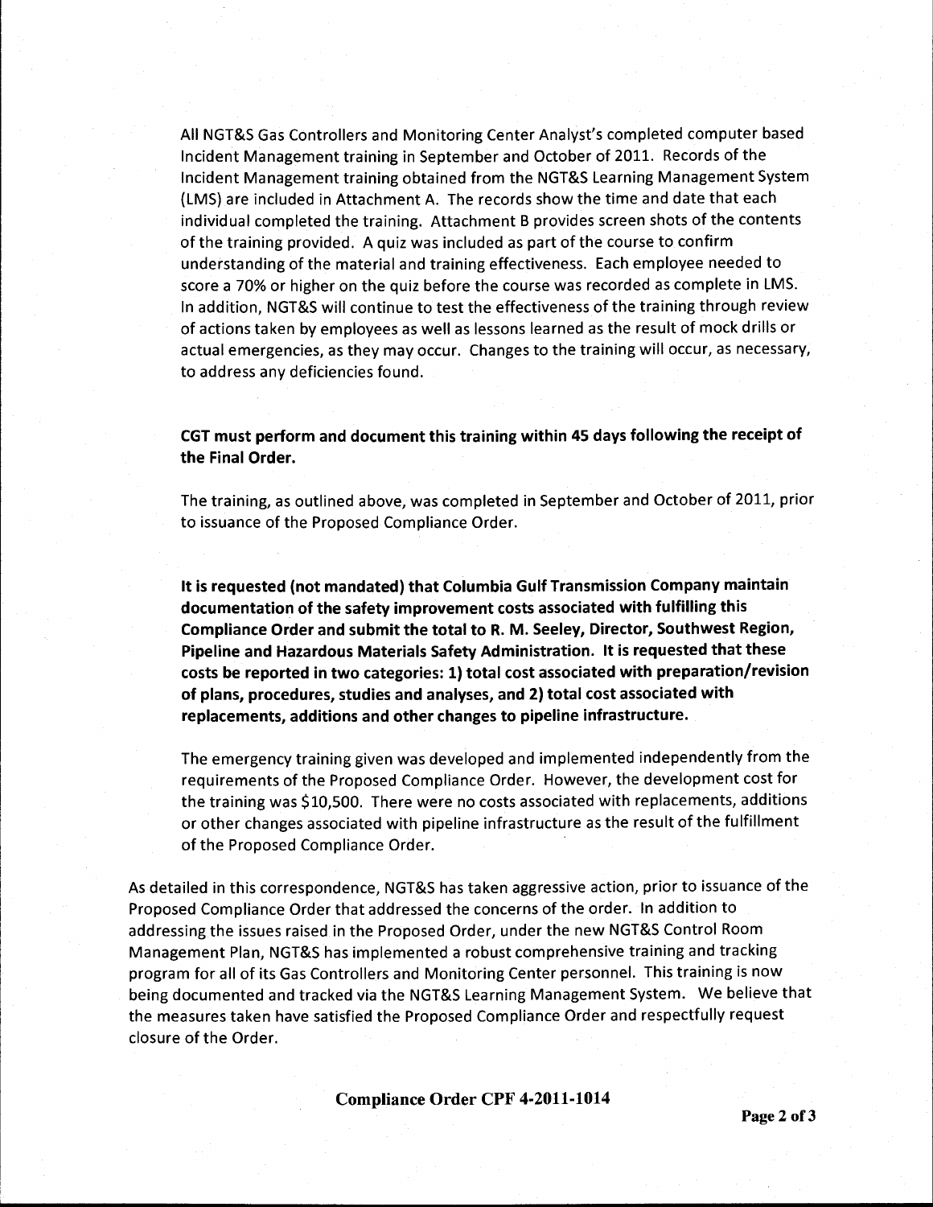All NGT&S Gas Controllers and Monitoring Center Analyst's completed computer based Incident Management training in September and October of 2011. Records of the Incident Management training obtained from the NGT&S Learning Management System (LMS) are included in Attachment A. The records show the time and date that each individual completed the training. Attachment B provides screen shots of the contents of the training provided. A quiz was included as part of the course to confirm understanding of the material and training effectiveness. Each employee needed to score a 70% or higher on the quiz before the course was recorded as complete in LMS. In addition, NGT&S will continue to test the effectiveness of the training through review of actions taken by employees as well as lessons learned as the result of mock drills or actual emergencies, as they may occur. Changes to the training will occur, as necessary, to address any deficiencies found.

**CGT must perform and document this training within 45 days following the receipt of the Final Order.**

The training, as outlined above, was completed in September and October of 2011, prior to issuance of the Proposed Compliance Order.

**It is requested (not mandated) that Columbia Gulf Transmission Company maintain documentation of the safety improvement costs associated with fulfilling this Compliance Order and submit the total to R. M. Seeley, Director, Southwest Region, Pipeline and Hazardous Materials Safety Administration. It is requested that these costs be reported in two categories: 1) total cost associated with preparation/revision of plans, procedures, studies and analyses, and 2) total cost associated with replacements, additions and other changes to pipeline infrastructure.**

The emergency training given was developed and implemented independently from the requirements of the Proposed Compliance Order. However, the development cost for the training was $10,500. There were no costs associated with replacements, additions or other changes associated with pipeline infrastructure as the result of the fulfillment of the Proposed Compliance Order.

As detailed in this correspondence, NGT&S has taken aggressive action, prior to issuance of the Proposed Compliance Order that addressed the concerns of the order. In addition to addressing the issues raised in the Proposed Order, under the new NGT&S Control Room Management Plan, NGT&S has implemented a robust comprehensive training and tracking program for all of its Gas Controllers and Monitoring Center personnel. This training is now being documented and tracked via the NGT&S Learning Management System. We believe that the measures taken have satisfied the Proposed Compliance Order and respectfully request closure of the Order.

**Compliance Order CPF 4-2011-1014**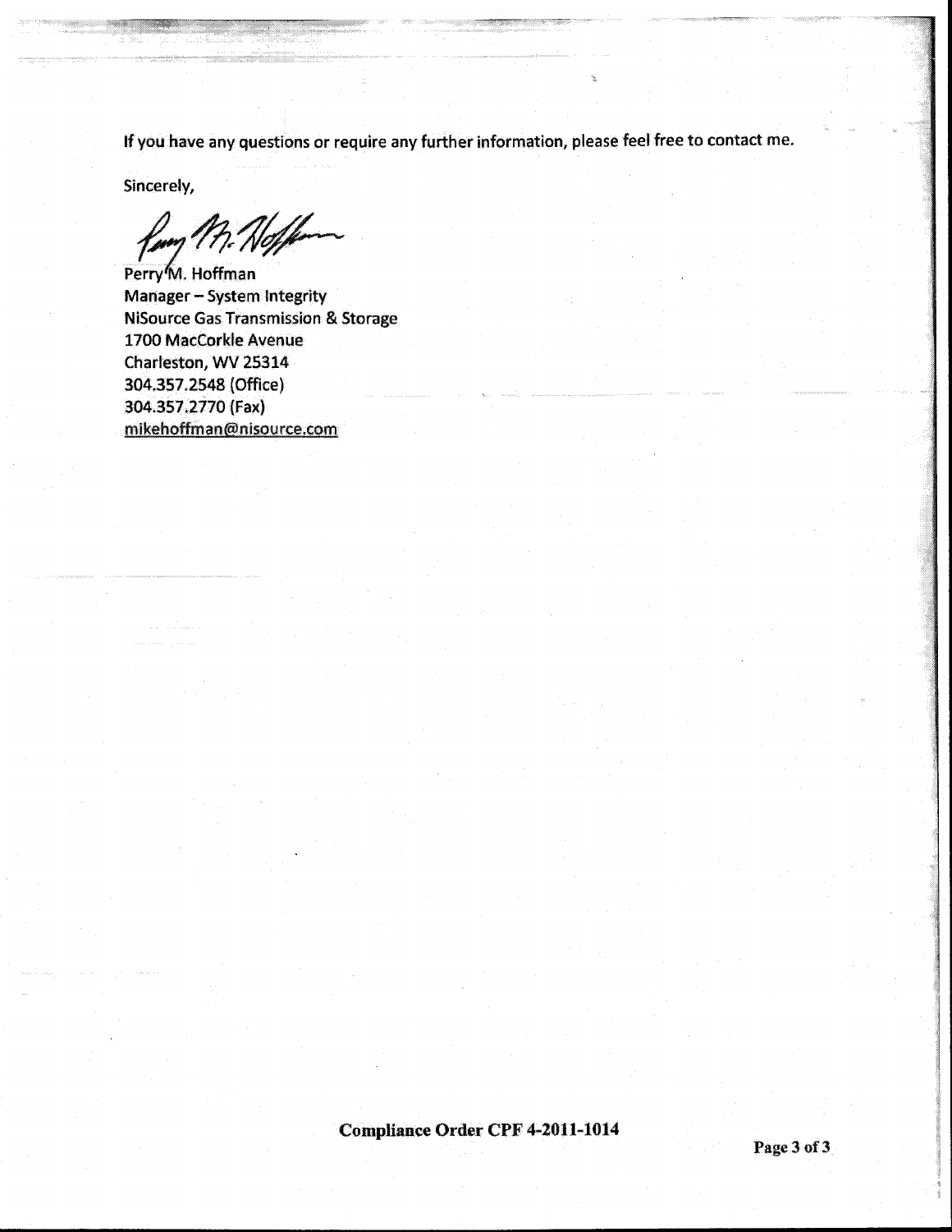If you have any questions or require any further information, please feel free to contact me.

Sincerely,

Perry M. Hoffman
Manager – System Integrity
NiSource Gas Transmission & Storage
1700 MacCorkle Avenue
Charleston, WV 25314
304.357.2548 (Office)
304.357.2770 (Fax)
mikehoffman@nisource.com

**Compliance Order CPF 4-2011-1014**